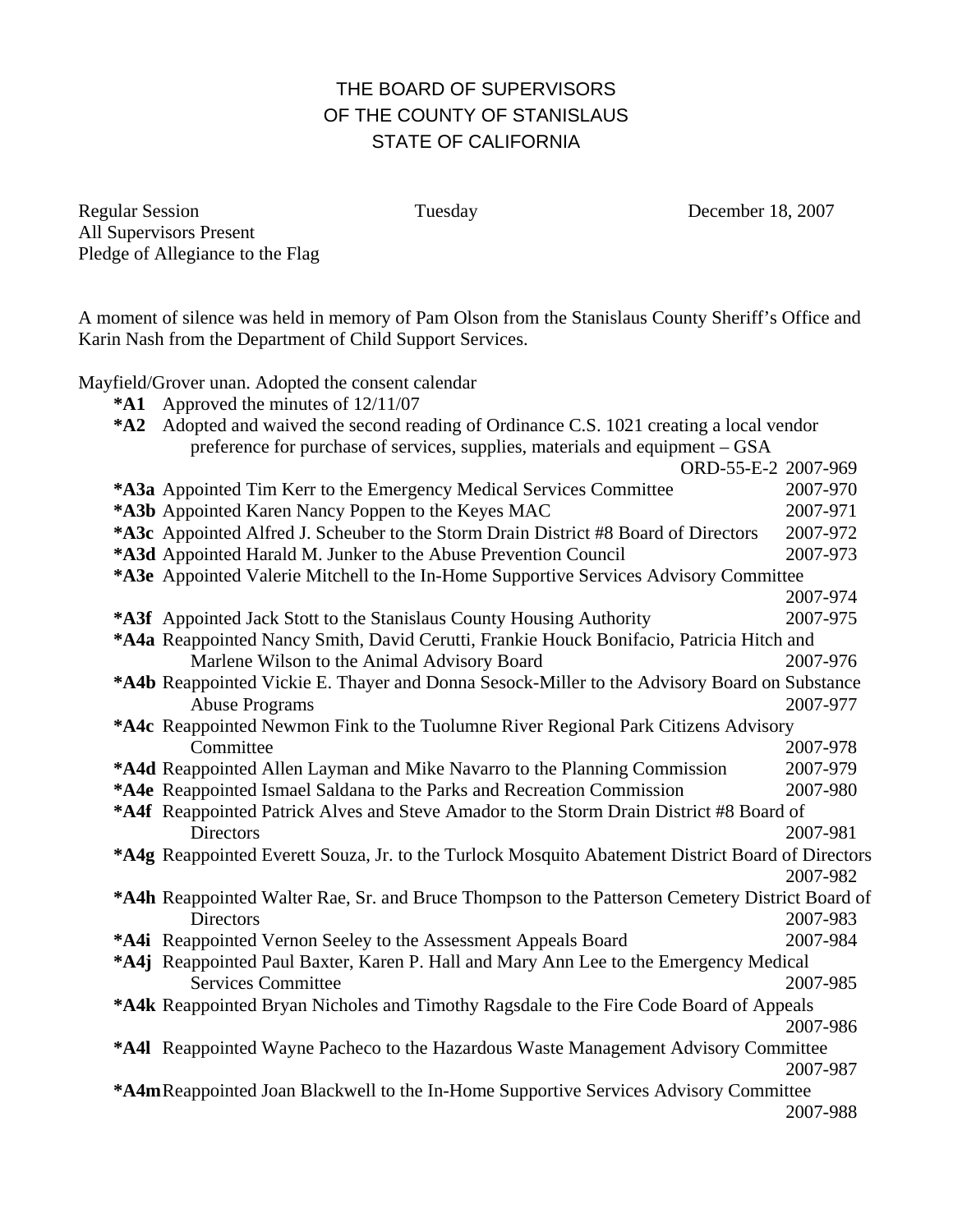# THE BOARD OF SUPERVISORS
# OF THE COUNTY OF STANISLAUS
# STATE OF CALIFORNIA

Regular Session | Tuesday | December 18, 2007

All Supervisors Present

Pledge of Allegiance to the Flag

A moment of silence was held in memory of Pam Olson from the Stanislaus County Sheriff's Office and Karin Nash from the Department of Child Support Services.

Mayfield/Grover unan. Adopted the consent calendar

- **\*A1** Approved the minutes of 12/11/07
- **\*A2** Adopted and waived the second reading of Ordinance C.S. 1021 creating a local vendor preference for purchase of services, supplies, materials and equipment – GSA ORD-55-E-2 2007-969
- **\*A3a** Appointed Tim Kerr to the Emergency Medical Services Committee 2007-970
- **\*A3b** Appointed Karen Nancy Poppen to the Keyes MAC 2007-971
- **\*A3c** Appointed Alfred J. Scheuber to the Storm Drain District #8 Board of Directors 2007-972
- **\*A3d** Appointed Harald M. Junker to the Abuse Prevention Council 2007-973
- **\*A3e** Appointed Valerie Mitchell to the In-Home Supportive Services Advisory Committee 2007-974
- **\*A3f** Appointed Jack Stott to the Stanislaus County Housing Authority 2007-975
- **\*A4a** Reappointed Nancy Smith, David Cerutti, Frankie Houck Bonifacio, Patricia Hitch and Marlene Wilson to the Animal Advisory Board 2007-976
- **\*A4b** Reappointed Vickie E. Thayer and Donna Sesock-Miller to the Advisory Board on Substance Abuse Programs 2007-977
- **\*A4c** Reappointed Newmon Fink to the Tuolumne River Regional Park Citizens Advisory Committee 2007-978
- **\*A4d** Reappointed Allen Layman and Mike Navarro to the Planning Commission 2007-979
- **\*A4e** Reappointed Ismael Saldana to the Parks and Recreation Commission 2007-980
- **\*A4f** Reappointed Patrick Alves and Steve Amador to the Storm Drain District #8 Board of Directors 2007-981
- **\*A4g** Reappointed Everett Souza, Jr. to the Turlock Mosquito Abatement District Board of Directors 2007-982
- **\*A4h** Reappointed Walter Rae, Sr. and Bruce Thompson to the Patterson Cemetery District Board of Directors 2007-983
- **\*A4i** Reappointed Vernon Seeley to the Assessment Appeals Board 2007-984
- **\*A4j** Reappointed Paul Baxter, Karen P. Hall and Mary Ann Lee to the Emergency Medical Services Committee 2007-985
- **\*A4k** Reappointed Bryan Nicholes and Timothy Ragsdale to the Fire Code Board of Appeals 2007-986
- **\*A4l** Reappointed Wayne Pacheco to the Hazardous Waste Management Advisory Committee 2007-987
- **\*A4m** Reappointed Joan Blackwell to the In-Home Supportive Services Advisory Committee 2007-988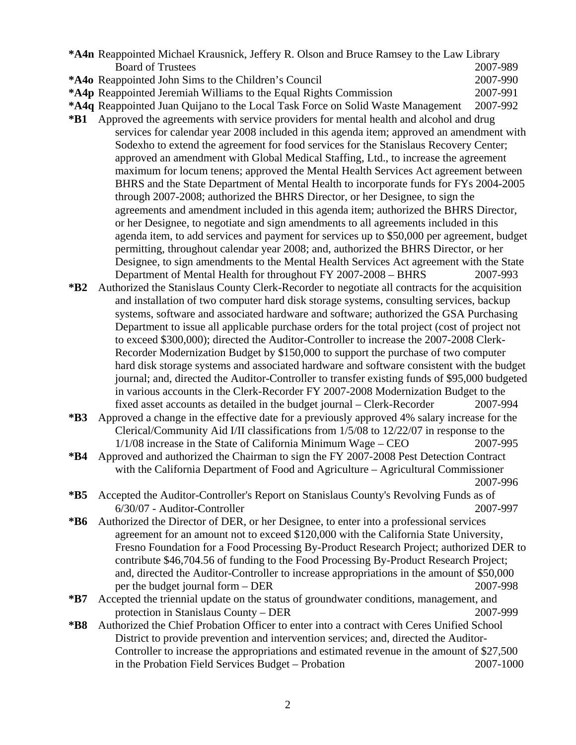**\*A4n** Reappointed Michael Krausnick, Jeffery R. Olson and Bruce Ramsey to the Law Library Board of Trustees 2007-989

**\*A4o** Reappointed John Sims to the Children's Council 2007-990

**\*A4p** Reappointed Jeremiah Williams to the Equal Rights Commission 2007-991

**\*A4q** Reappointed Juan Quijano to the Local Task Force on Solid Waste Management 2007-992

**\*B1** Approved the agreements with service providers for mental health and alcohol and drug services for calendar year 2008 included in this agenda item; approved an amendment with Sodexho to extend the agreement for food services for the Stanislaus Recovery Center; approved an amendment with Global Medical Staffing, Ltd., to increase the agreement maximum for locum tenens; approved the Mental Health Services Act agreement between BHRS and the State Department of Mental Health to incorporate funds for FYs 2004-2005 through 2007-2008; authorized the BHRS Director, or her Designee, to sign the agreements and amendment included in this agenda item; authorized the BHRS Director, or her Designee, to negotiate and sign amendments to all agreements included in this agenda item, to add services and payment for services up to $50,000 per agreement, budget permitting, throughout calendar year 2008; and, authorized the BHRS Director, or her Designee, to sign amendments to the Mental Health Services Act agreement with the State Department of Mental Health for throughout FY 2007-2008 – BHRS 2007-993

**\*B2** Authorized the Stanislaus County Clerk-Recorder to negotiate all contracts for the acquisition and installation of two computer hard disk storage systems, consulting services, backup systems, software and associated hardware and software; authorized the GSA Purchasing Department to issue all applicable purchase orders for the total project (cost of project not to exceed $300,000); directed the Auditor-Controller to increase the 2007-2008 Clerk-Recorder Modernization Budget by $150,000 to support the purchase of two computer hard disk storage systems and associated hardware and software consistent with the budget journal; and, directed the Auditor-Controller to transfer existing funds of $95,000 budgeted in various accounts in the Clerk-Recorder FY 2007-2008 Modernization Budget to the fixed asset accounts as detailed in the budget journal – Clerk-Recorder 2007-994

**\*B3** Approved a change in the effective date for a previously approved 4% salary increase for the Clerical/Community Aid I/II classifications from 1/5/08 to 12/22/07 in response to the 1/1/08 increase in the State of California Minimum Wage – CEO 2007-995

**\*B4** Approved and authorized the Chairman to sign the FY 2007-2008 Pest Detection Contract with the California Department of Food and Agriculture – Agricultural Commissioner 2007-996

**\*B5** Accepted the Auditor-Controller's Report on Stanislaus County's Revolving Funds as of 6/30/07 - Auditor-Controller 2007-997

**\*B6** Authorized the Director of DER, or her Designee, to enter into a professional services agreement for an amount not to exceed $120,000 with the California State University, Fresno Foundation for a Food Processing By-Product Research Project; authorized DER to contribute $46,704.56 of funding to the Food Processing By-Product Research Project; and, directed the Auditor-Controller to increase appropriations in the amount of $50,000 per the budget journal form – DER 2007-998

**\*B7** Accepted the triennial update on the status of groundwater conditions, management, and protection in Stanislaus County – DER 2007-999

**\*B8** Authorized the Chief Probation Officer to enter into a contract with Ceres Unified School District to provide prevention and intervention services; and, directed the Auditor-Controller to increase the appropriations and estimated revenue in the amount of $27,500 in the Probation Field Services Budget – Probation 2007-1000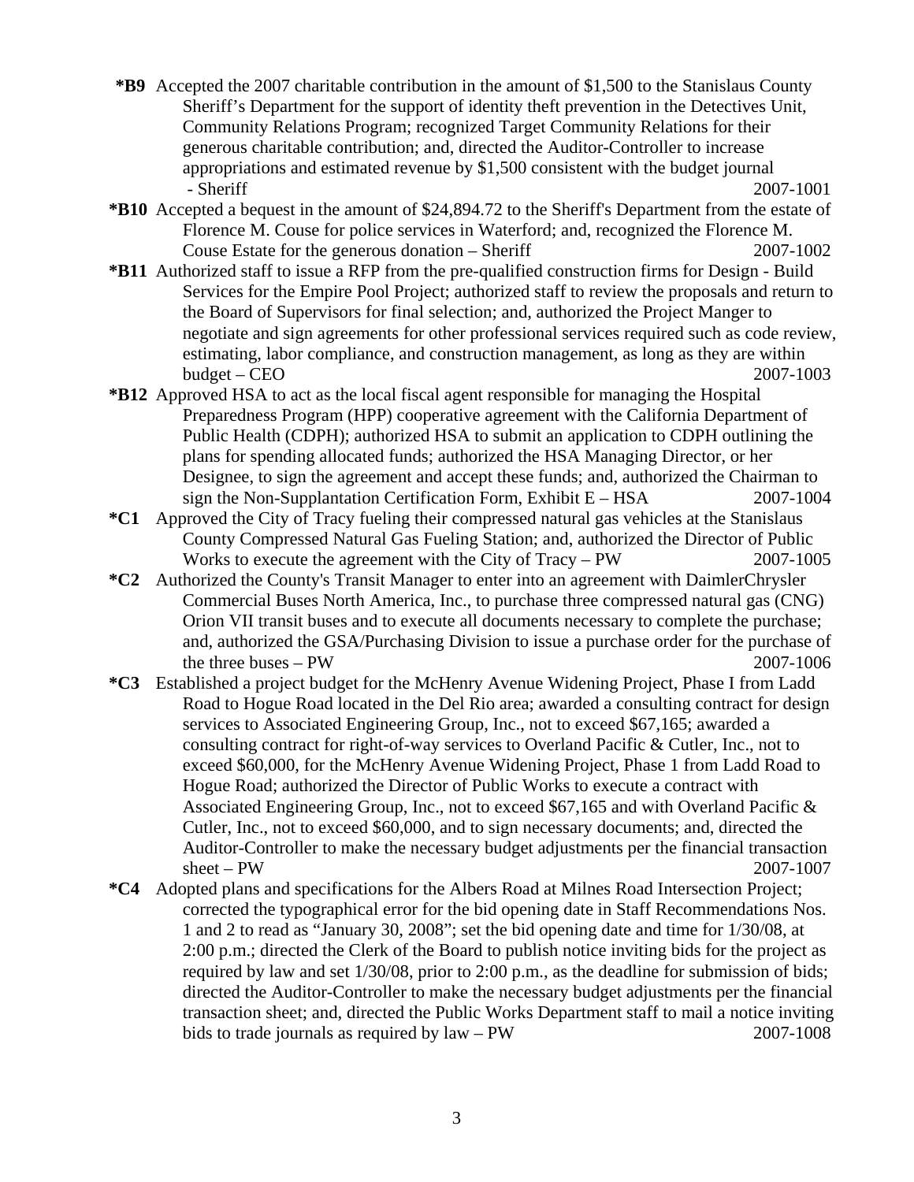**\*B9** Accepted the 2007 charitable contribution in the amount of $1,500 to the Stanislaus County Sheriff's Department for the support of identity theft prevention in the Detectives Unit, Community Relations Program; recognized Target Community Relations for their generous charitable contribution; and, directed the Auditor-Controller to increase appropriations and estimated revenue by $1,500 consistent with the budget journal - Sheriff 2007-1001

**\*B10** Accepted a bequest in the amount of $24,894.72 to the Sheriff's Department from the estate of Florence M. Couse for police services in Waterford; and, recognized the Florence M. Couse Estate for the generous donation – Sheriff 2007-1002

**\*B11** Authorized staff to issue a RFP from the pre-qualified construction firms for Design - Build Services for the Empire Pool Project; authorized staff to review the proposals and return to the Board of Supervisors for final selection; and, authorized the Project Manger to negotiate and sign agreements for other professional services required such as code review, estimating, labor compliance, and construction management, as long as they are within budget – CEO 2007-1003

**\*B12** Approved HSA to act as the local fiscal agent responsible for managing the Hospital Preparedness Program (HPP) cooperative agreement with the California Department of Public Health (CDPH); authorized HSA to submit an application to CDPH outlining the plans for spending allocated funds; authorized the HSA Managing Director, or her Designee, to sign the agreement and accept these funds; and, authorized the Chairman to sign the Non-Supplantation Certification Form, Exhibit E – HSA 2007-1004

**\*C1** Approved the City of Tracy fueling their compressed natural gas vehicles at the Stanislaus County Compressed Natural Gas Fueling Station; and, authorized the Director of Public Works to execute the agreement with the City of Tracy – PW 2007-1005

**\*C2** Authorized the County's Transit Manager to enter into an agreement with DaimlerChrysler Commercial Buses North America, Inc., to purchase three compressed natural gas (CNG) Orion VII transit buses and to execute all documents necessary to complete the purchase; and, authorized the GSA/Purchasing Division to issue a purchase order for the purchase of the three buses – PW 2007-1006

**\*C3** Established a project budget for the McHenry Avenue Widening Project, Phase I from Ladd Road to Hogue Road located in the Del Rio area; awarded a consulting contract for design services to Associated Engineering Group, Inc., not to exceed $67,165; awarded a consulting contract for right-of-way services to Overland Pacific & Cutler, Inc., not to exceed $60,000, for the McHenry Avenue Widening Project, Phase 1 from Ladd Road to Hogue Road; authorized the Director of Public Works to execute a contract with Associated Engineering Group, Inc., not to exceed $67,165 and with Overland Pacific & Cutler, Inc., not to exceed $60,000, and to sign necessary documents; and, directed the Auditor-Controller to make the necessary budget adjustments per the financial transaction sheet – PW 2007-1007

**\*C4** Adopted plans and specifications for the Albers Road at Milnes Road Intersection Project; corrected the typographical error for the bid opening date in Staff Recommendations Nos. 1 and 2 to read as "January 30, 2008"; set the bid opening date and time for 1/30/08, at 2:00 p.m.; directed the Clerk of the Board to publish notice inviting bids for the project as required by law and set 1/30/08, prior to 2:00 p.m., as the deadline for submission of bids; directed the Auditor-Controller to make the necessary budget adjustments per the financial transaction sheet; and, directed the Public Works Department staff to mail a notice inviting bids to trade journals as required by law – PW 2007-1008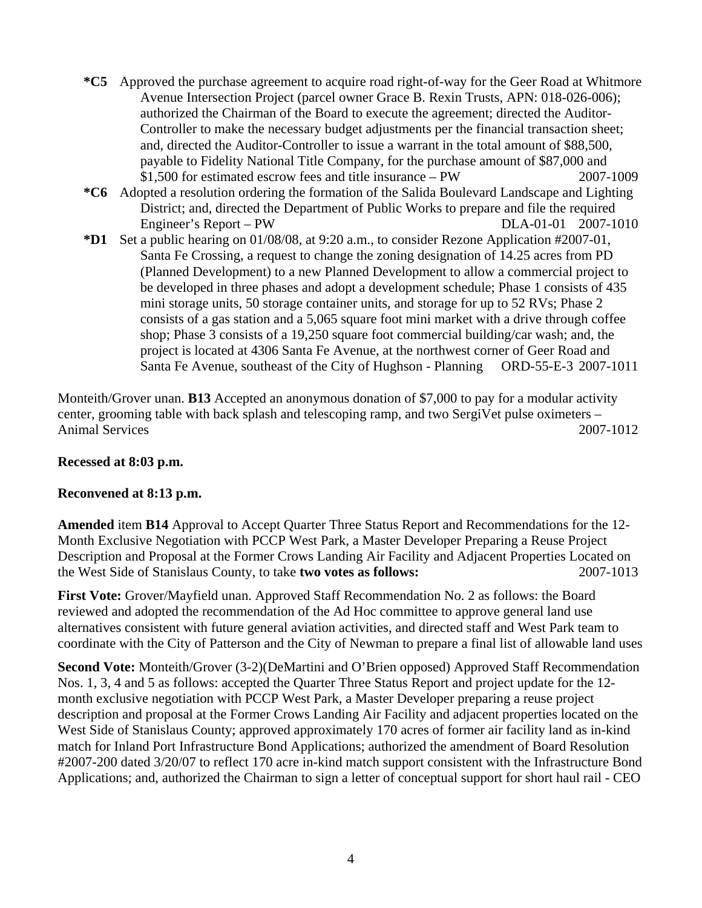**\*C5** Approved the purchase agreement to acquire road right-of-way for the Geer Road at Whitmore Avenue Intersection Project (parcel owner Grace B. Rexin Trusts, APN: 018-026-006); authorized the Chairman of the Board to execute the agreement; directed the Auditor-Controller to make the necessary budget adjustments per the financial transaction sheet; and, directed the Auditor-Controller to issue a warrant in the total amount of $88,500, payable to Fidelity National Title Company, for the purchase amount of $87,000 and $1,500 for estimated escrow fees and title insurance – PW 2007-1009

**\*C6** Adopted a resolution ordering the formation of the Salida Boulevard Landscape and Lighting District; and, directed the Department of Public Works to prepare and file the required Engineer's Report – PW DLA-01-01 2007-1010

**\*D1** Set a public hearing on 01/08/08, at 9:20 a.m., to consider Rezone Application #2007-01, Santa Fe Crossing, a request to change the zoning designation of 14.25 acres from PD (Planned Development) to a new Planned Development to allow a commercial project to be developed in three phases and adopt a development schedule; Phase 1 consists of 435 mini storage units, 50 storage container units, and storage for up to 52 RVs; Phase 2 consists of a gas station and a 5,065 square foot mini market with a drive through coffee shop; Phase 3 consists of a 19,250 square foot commercial building/car wash; and, the project is located at 4306 Santa Fe Avenue, at the northwest corner of Geer Road and Santa Fe Avenue, southeast of the City of Hughson - Planning ORD-55-E-3 2007-1011

Monteith/Grover unan. **B13** Accepted an anonymous donation of $7,000 to pay for a modular activity center, grooming table with back splash and telescoping ramp, and two SergiVet pulse oximeters – Animal Services 2007-1012

**Recessed at 8:03 p.m.**

**Reconvened at 8:13 p.m.**

**Amended** item **B14** Approval to Accept Quarter Three Status Report and Recommendations for the 12-Month Exclusive Negotiation with PCCP West Park, a Master Developer Preparing a Reuse Project Description and Proposal at the Former Crows Landing Air Facility and Adjacent Properties Located on the West Side of Stanislaus County, to take **two votes as follows:** 2007-1013

**First Vote:** Grover/Mayfield unan. Approved Staff Recommendation No. 2 as follows: the Board reviewed and adopted the recommendation of the Ad Hoc committee to approve general land use alternatives consistent with future general aviation activities, and directed staff and West Park team to coordinate with the City of Patterson and the City of Newman to prepare a final list of allowable land uses

**Second Vote:** Monteith/Grover (3-2)(DeMartini and O'Brien opposed) Approved Staff Recommendation Nos. 1, 3, 4 and 5 as follows: accepted the Quarter Three Status Report and project update for the 12-month exclusive negotiation with PCCP West Park, a Master Developer preparing a reuse project description and proposal at the Former Crows Landing Air Facility and adjacent properties located on the West Side of Stanislaus County; approved approximately 170 acres of former air facility land as in-kind match for Inland Port Infrastructure Bond Applications; authorized the amendment of Board Resolution #2007-200 dated 3/20/07 to reflect 170 acre in-kind match support consistent with the Infrastructure Bond Applications; and, authorized the Chairman to sign a letter of conceptual support for short haul rail - CEO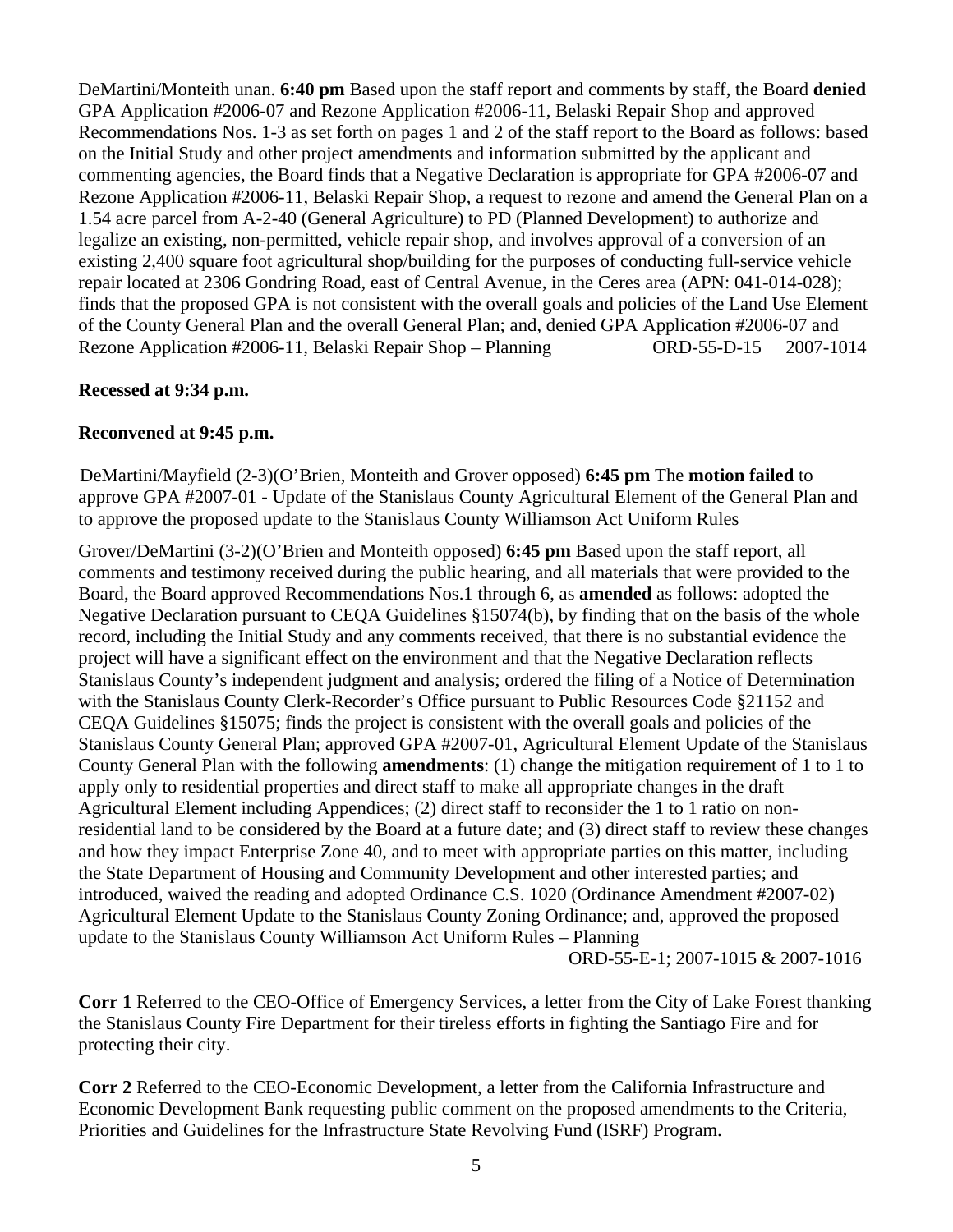DeMartini/Monteith unan. **6:40 pm** Based upon the staff report and comments by staff, the Board **denied** GPA Application #2006-07 and Rezone Application #2006-11, Belaski Repair Shop and approved Recommendations Nos. 1-3 as set forth on pages 1 and 2 of the staff report to the Board as follows: based on the Initial Study and other project amendments and information submitted by the applicant and commenting agencies, the Board finds that a Negative Declaration is appropriate for GPA #2006-07 and Rezone Application #2006-11, Belaski Repair Shop, a request to rezone and amend the General Plan on a 1.54 acre parcel from A-2-40 (General Agriculture) to PD (Planned Development) to authorize and legalize an existing, non-permitted, vehicle repair shop, and involves approval of a conversion of an existing 2,400 square foot agricultural shop/building for the purposes of conducting full-service vehicle repair located at 2306 Gondring Road, east of Central Avenue, in the Ceres area (APN: 041-014-028); finds that the proposed GPA is not consistent with the overall goals and policies of the Land Use Element of the County General Plan and the overall General Plan; and, denied GPA Application #2006-07 and Rezone Application #2006-11, Belaski Repair Shop – Planning ORD-55-D-15 2007-1014

**Recessed at 9:34 p.m.**

**Reconvened at 9:45 p.m.**

DeMartini/Mayfield (2-3)(O'Brien, Monteith and Grover opposed) **6:45 pm** The **motion failed** to approve GPA #2007-01 - Update of the Stanislaus County Agricultural Element of the General Plan and to approve the proposed update to the Stanislaus County Williamson Act Uniform Rules

Grover/DeMartini (3-2)(O'Brien and Monteith opposed) **6:45 pm** Based upon the staff report, all comments and testimony received during the public hearing, and all materials that were provided to the Board, the Board approved Recommendations Nos.1 through 6, as **amended** as follows: adopted the Negative Declaration pursuant to CEQA Guidelines §15074(b), by finding that on the basis of the whole record, including the Initial Study and any comments received, that there is no substantial evidence the project will have a significant effect on the environment and that the Negative Declaration reflects Stanislaus County's independent judgment and analysis; ordered the filing of a Notice of Determination with the Stanislaus County Clerk-Recorder's Office pursuant to Public Resources Code §21152 and CEQA Guidelines §15075; finds the project is consistent with the overall goals and policies of the Stanislaus County General Plan; approved GPA #2007-01, Agricultural Element Update of the Stanislaus County General Plan with the following **amendments**: (1) change the mitigation requirement of 1 to 1 to apply only to residential properties and direct staff to make all appropriate changes in the draft Agricultural Element including Appendices; (2) direct staff to reconsider the 1 to 1 ratio on non-residential land to be considered by the Board at a future date; and (3) direct staff to review these changes and how they impact Enterprise Zone 40, and to meet with appropriate parties on this matter, including the State Department of Housing and Community Development and other interested parties; and introduced, waived the reading and adopted Ordinance C.S. 1020 (Ordinance Amendment #2007-02) Agricultural Element Update to the Stanislaus County Zoning Ordinance; and, approved the proposed update to the Stanislaus County Williamson Act Uniform Rules – Planning
ORD-55-E-1; 2007-1015 & 2007-1016

**Corr 1** Referred to the CEO-Office of Emergency Services, a letter from the City of Lake Forest thanking the Stanislaus County Fire Department for their tireless efforts in fighting the Santiago Fire and for protecting their city.

**Corr 2** Referred to the CEO-Economic Development, a letter from the California Infrastructure and Economic Development Bank requesting public comment on the proposed amendments to the Criteria, Priorities and Guidelines for the Infrastructure State Revolving Fund (ISRF) Program.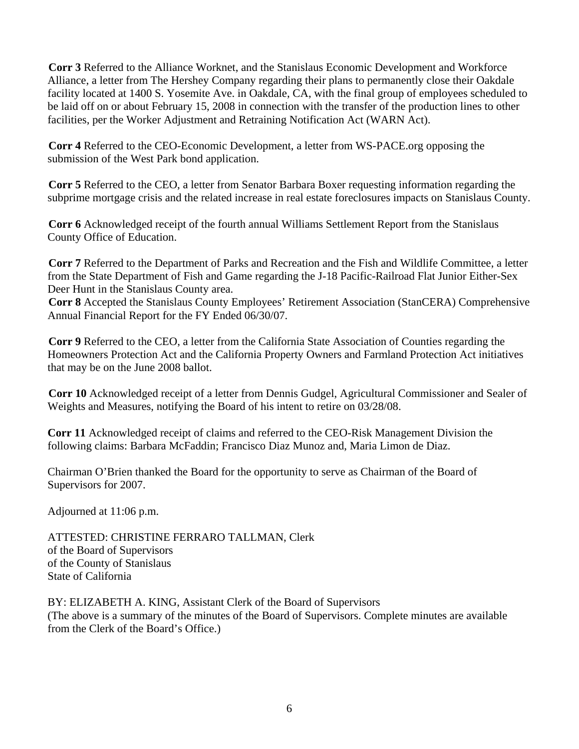**Corr 3** Referred to the Alliance Worknet, and the Stanislaus Economic Development and Workforce Alliance, a letter from The Hershey Company regarding their plans to permanently close their Oakdale facility located at 1400 S. Yosemite Ave. in Oakdale, CA, with the final group of employees scheduled to be laid off on or about February 15, 2008 in connection with the transfer of the production lines to other facilities, per the Worker Adjustment and Retraining Notification Act (WARN Act).

**Corr 4** Referred to the CEO-Economic Development, a letter from WS-PACE.org opposing the submission of the West Park bond application.

**Corr 5** Referred to the CEO, a letter from Senator Barbara Boxer requesting information regarding the subprime mortgage crisis and the related increase in real estate foreclosures impacts on Stanislaus County.

**Corr 6** Acknowledged receipt of the fourth annual Williams Settlement Report from the Stanislaus County Office of Education.

**Corr 7** Referred to the Department of Parks and Recreation and the Fish and Wildlife Committee, a letter from the State Department of Fish and Game regarding the J-18 Pacific-Railroad Flat Junior Either-Sex Deer Hunt in the Stanislaus County area.

**Corr 8** Accepted the Stanislaus County Employees' Retirement Association (StanCERA) Comprehensive Annual Financial Report for the FY Ended 06/30/07.

**Corr 9** Referred to the CEO, a letter from the California State Association of Counties regarding the Homeowners Protection Act and the California Property Owners and Farmland Protection Act initiatives that may be on the June 2008 ballot.

**Corr 10** Acknowledged receipt of a letter from Dennis Gudgel, Agricultural Commissioner and Sealer of Weights and Measures, notifying the Board of his intent to retire on 03/28/08.

**Corr 11** Acknowledged receipt of claims and referred to the CEO-Risk Management Division the following claims: Barbara McFaddin; Francisco Diaz Munoz and, Maria Limon de Diaz.

Chairman O'Brien thanked the Board for the opportunity to serve as Chairman of the Board of Supervisors for 2007.

Adjourned at 11:06 p.m.

ATTESTED: CHRISTINE FERRARO TALLMAN, Clerk
of the Board of Supervisors
of the County of Stanislaus
State of California

BY: ELIZABETH A. KING, Assistant Clerk of the Board of Supervisors
(The above is a summary of the minutes of the Board of Supervisors. Complete minutes are available from the Clerk of the Board's Office.)